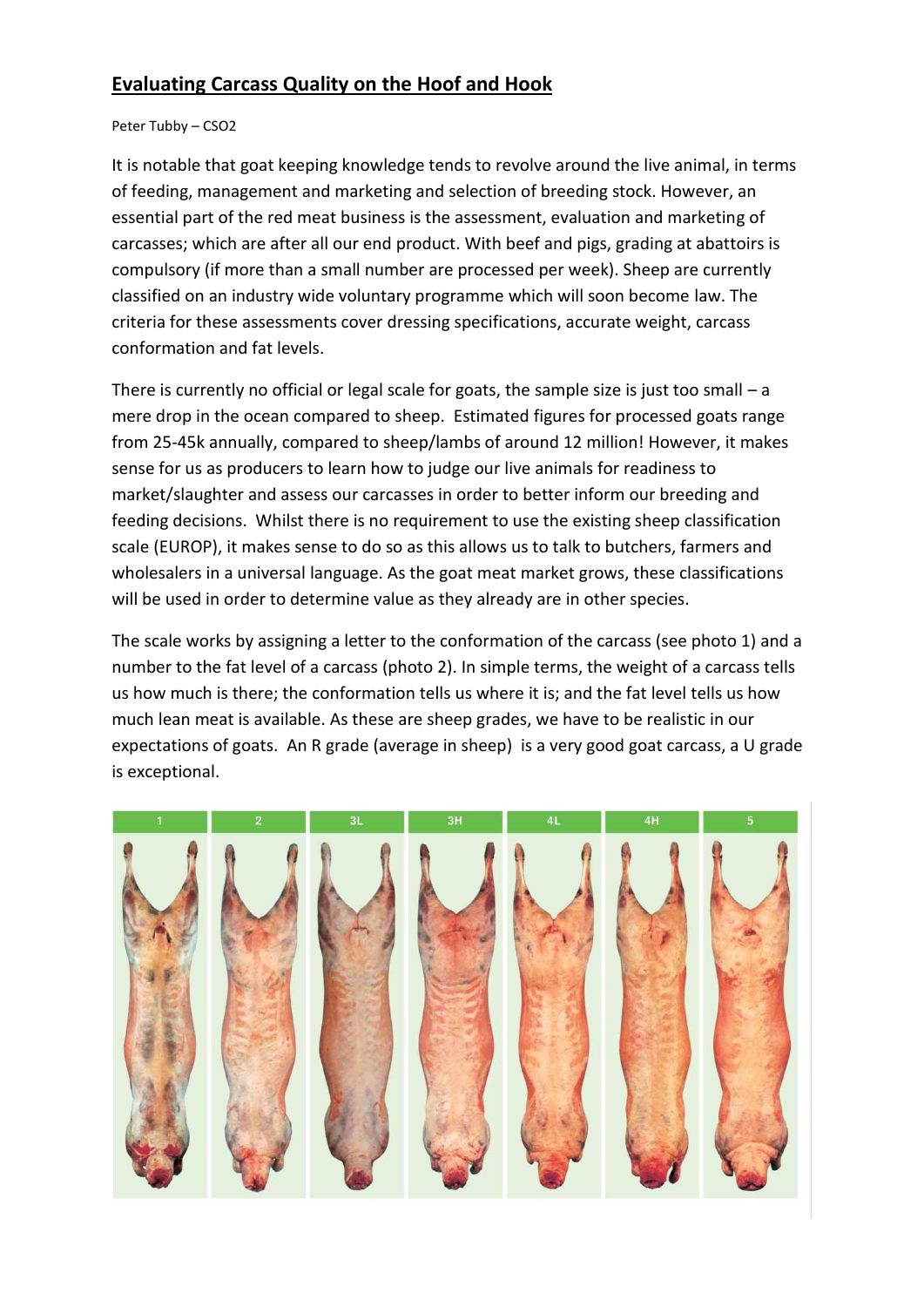## Evaluating Carcass Quality on the Hoof and Hook

Peter Tubby – CSO2

It is notable that goat keeping knowledge tends to revolve around the live animal, in terms of feeding, management and marketing and selection of breeding stock. However, an essential part of the red meat business is the assessment, evaluation and marketing of carcasses; which are after all our end product. With beef and pigs, grading at abattoirs is compulsory (if more than a small number are processed per week). Sheep are currently classified on an industry wide voluntary programme which will soon become law. The criteria for these assessments cover dressing specifications, accurate weight, carcass conformation and fat levels.

There is currently no official or legal scale for goats, the sample size is just too small – a mere drop in the ocean compared to sheep. Estimated figures for processed goats range from 25-45k annually, compared to sheep/lambs of around 12 million! However, it makes sense for us as producers to learn how to judge our live animals for readiness to market/slaughter and assess our carcasses in order to better inform our breeding and feeding decisions. Whilst there is no requirement to use the existing sheep classification scale (EUROP), it makes sense to do so as this allows us to talk to butchers, farmers and wholesalers in a universal language. As the goat meat market grows, these classifications will be used in order to determine value as they already are in other species.

The scale works by assigning a letter to the conformation of the carcass (see photo 1) and a number to the fat level of a carcass (photo 2). In simple terms, the weight of a carcass tells us how much is there; the conformation tells us where it is; and the fat level tells us how much lean meat is available. As these are sheep grades, we have to be realistic in our expectations of goats. An R grade (average in sheep) is a very good goat carcass, a U grade is exceptional.

| 1 | 2 | 3L | 3H | 4L | 4H | 5 |
|---|---|---|---|---|---|---|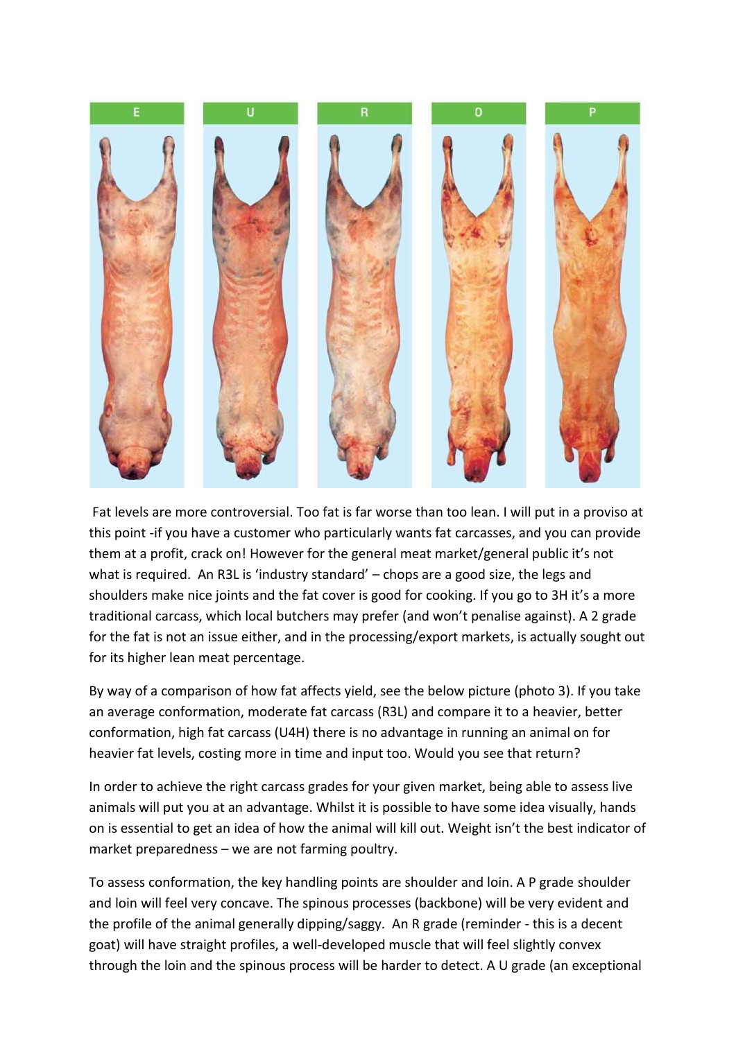Fat levels are more controversial. Too fat is far worse than too lean. I will put in a proviso at this point -if you have a customer who particularly wants fat carcasses, and you can provide them at a profit, crack on! However for the general meat market/general public it's not what is required. An R3L is 'industry standard' – chops are a good size, the legs and shoulders make nice joints and the fat cover is good for cooking. If you go to 3H it's a more traditional carcass, which local butchers may prefer (and won't penalise against). A 2 grade for the fat is not an issue either, and in the processing/export markets, is actually sought out for its higher lean meat percentage.

By way of a comparison of how fat affects yield, see the below picture (photo 3). If you take an average conformation, moderate fat carcass (R3L) and compare it to a heavier, better conformation, high fat carcass (U4H) there is no advantage in running an animal on for heavier fat levels, costing more in time and input too. Would you see that return?

In order to achieve the right carcass grades for your given market, being able to assess live animals will put you at an advantage. Whilst it is possible to have some idea visually, hands on is essential to get an idea of how the animal will kill out. Weight isn't the best indicator of market preparedness – we are not farming poultry.

To assess conformation, the key handling points are shoulder and loin. A P grade shoulder and loin will feel very concave. The spinous processes (backbone) will be very evident and the profile of the animal generally dipping/saggy. An R grade (reminder - this is a decent goat) will have straight profiles, a well-developed muscle that will feel slightly convex through the loin and the spinous process will be harder to detect. A U grade (an exceptional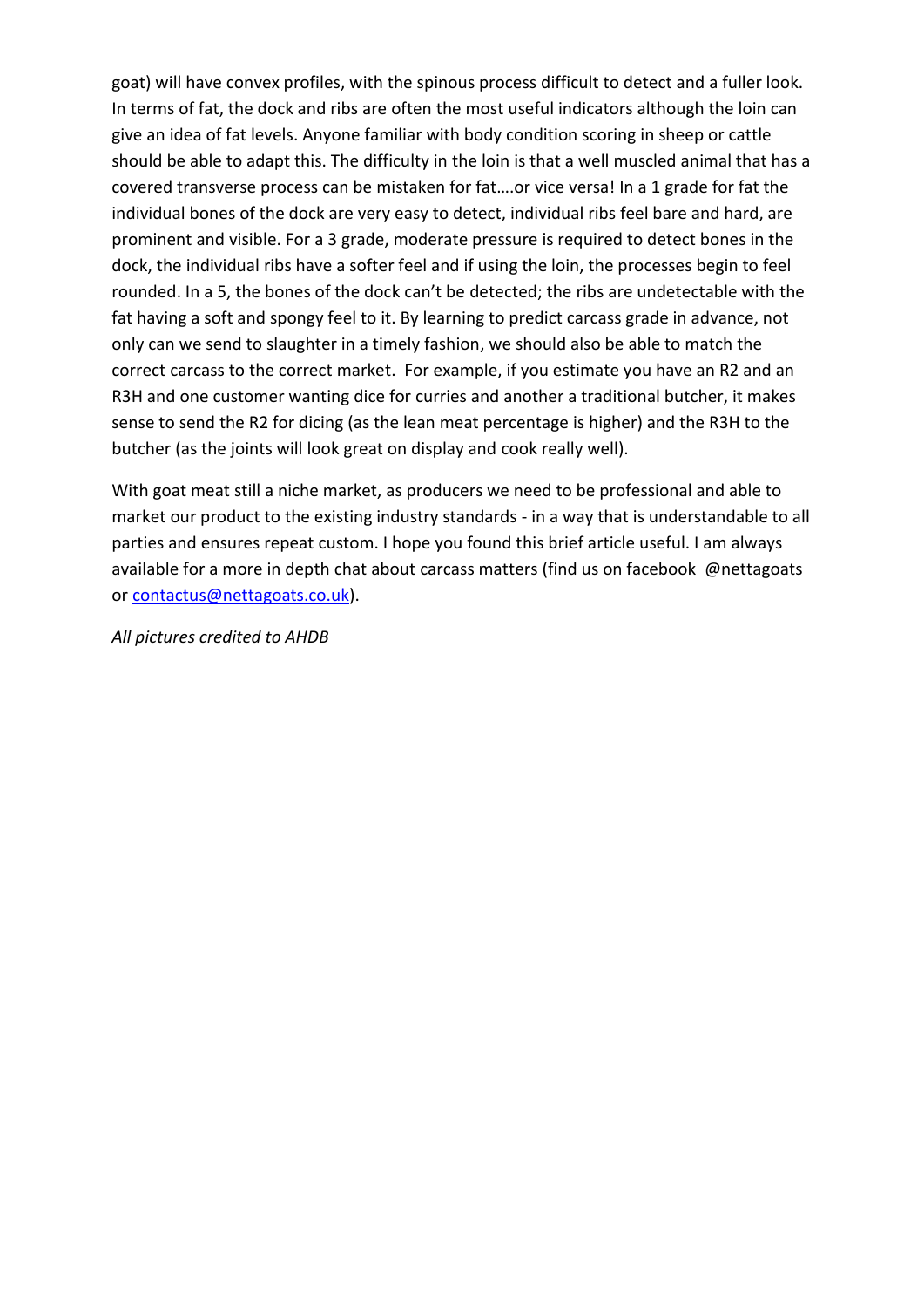goat) will have convex profiles, with the spinous process difficult to detect and a fuller look. In terms of fat, the dock and ribs are often the most useful indicators although the loin can give an idea of fat levels. Anyone familiar with body condition scoring in sheep or cattle should be able to adapt this. The difficulty in the loin is that a well muscled animal that has a covered transverse process can be mistaken for fat….or vice versa! In a 1 grade for fat the individual bones of the dock are very easy to detect, individual ribs feel bare and hard, are prominent and visible. For a 3 grade, moderate pressure is required to detect bones in the dock, the individual ribs have a softer feel and if using the loin, the processes begin to feel rounded. In a 5, the bones of the dock can't be detected; the ribs are undetectable with the fat having a soft and spongy feel to it. By learning to predict carcass grade in advance, not only can we send to slaughter in a timely fashion, we should also be able to match the correct carcass to the correct market. For example, if you estimate you have an R2 and an R3H and one customer wanting dice for curries and another a traditional butcher, it makes sense to send the R2 for dicing (as the lean meat percentage is higher) and the R3H to the butcher (as the joints will look great on display and cook really well).

With goat meat still a niche market, as producers we need to be professional and able to market our product to the existing industry standards - in a way that is understandable to all parties and ensures repeat custom. I hope you found this brief article useful. I am always available for a more in depth chat about carcass matters (find us on facebook @nettagoats or contactus@nettagoats.co.uk).

*All pictures credited to AHDB*